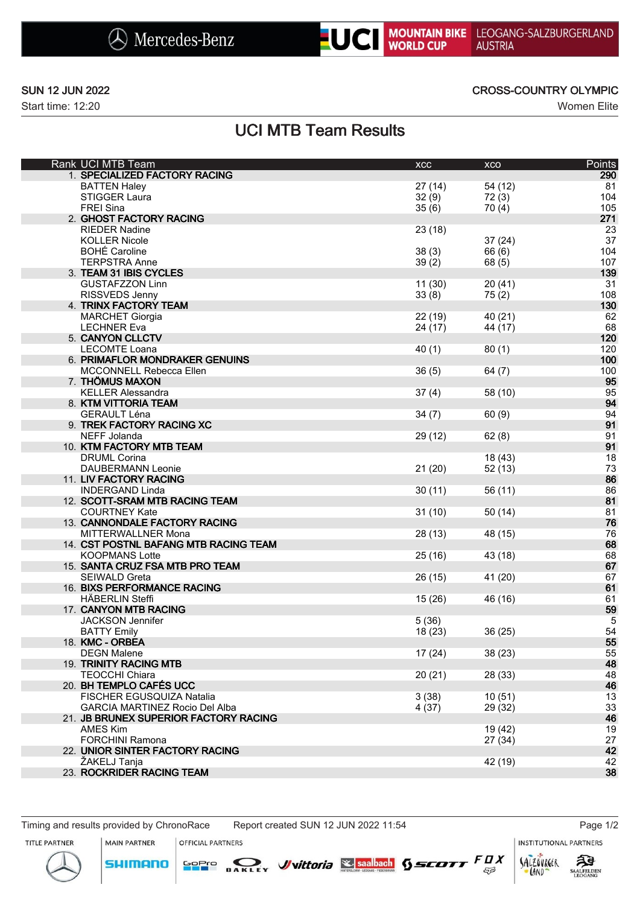Mercedes-Benz | UCI MOUNTAIN BIKE WORLD CUP | LEOGANG-SALZBURGERLAND AUSTRIA

SUN 12 JUN 2022 — CROSS-COUNTRY OLYMPIC

Start time: 12:20 — Women Elite

# UCI MTB Team Results

| Rank | UCI MTB Team | XCC | XCO | Points |
|---|---|---|---|---|
| 1. | **SPECIALIZED FACTORY RACING** | | | **290** |
| | BATTEN Haley | 27 (14) | 54 (12) | 81 |
| | STIGGER Laura | 32 (9) | 72 (3) | 104 |
| | FREI Sina | 35 (6) | 70 (4) | 105 |
| 2. | **GHOST FACTORY RACING** | | | **271** |
| | RIEDER Nadine | 23 (18) | | 23 |
| | KOLLER Nicole | | 37 (24) | 37 |
| | BOHÉ Caroline | 38 (3) | 66 (6) | 104 |
| | TERPSTRA Anne | 39 (2) | 68 (5) | 107 |
| 3. | **TEAM 31 IBIS CYCLES** | | | **139** |
| | GUSTAFZZON Linn | 11 (30) | 20 (41) | 31 |
| | RISSVEDS Jenny | 33 (8) | 75 (2) | 108 |
| 4. | **TRINX FACTORY TEAM** | | | **130** |
| | MARCHET Giorgia | 22 (19) | 40 (21) | 62 |
| | LECHNER Eva | 24 (17) | 44 (17) | 68 |
| 5. | **CANYON CLLCTV** | | | **120** |
| | LECOMTE Loana | 40 (1) | 80 (1) | 120 |
| 6. | **PRIMAFLOR MONDRAKER GENUINS** | | | **100** |
| | MCCONNELL Rebecca Ellen | 36 (5) | 64 (7) | 100 |
| 7. | **THÖMUS MAXON** | | | **95** |
| | KELLER Alessandra | 37 (4) | 58 (10) | 95 |
| 8. | **KTM VITTORIA TEAM** | | | **94** |
| | GERAULT Léna | 34 (7) | 60 (9) | 94 |
| 9. | **TREK FACTORY RACING XC** | | | **91** |
| | NEFF Jolanda | 29 (12) | 62 (8) | 91 |
| 10. | **KTM FACTORY MTB TEAM** | | | **91** |
| | DRUML Corina | | 18 (43) | 18 |
| | DAUBERMANN Leonie | 21 (20) | 52 (13) | 73 |
| 11. | **LIV FACTORY RACING** | | | **86** |
| | INDERGAND Linda | 30 (11) | 56 (11) | 86 |
| 12. | **SCOTT-SRAM MTB RACING TEAM** | | | **81** |
| | COURTNEY Kate | 31 (10) | 50 (14) | 81 |
| 13. | **CANNONDALE FACTORY RACING** | | | **76** |
| | MITTERWALLNER Mona | 28 (13) | 48 (15) | 76 |
| 14. | **CST POSTNL BAFANG MTB RACING TEAM** | | | **68** |
| | KOOPMANS Lotte | 25 (16) | 43 (18) | 68 |
| 15. | **SANTA CRUZ FSA MTB PRO TEAM** | | | **67** |
| | SEIWALD Greta | 26 (15) | 41 (20) | 67 |
| 16. | **BIXS PERFORMANCE RACING** | | | **61** |
| | HÄBERLIN Steffi | 15 (26) | 46 (16) | 61 |
| 17. | **CANYON MTB RACING** | | | **59** |
| | JACKSON Jennifer | 5 (36) | | 5 |
| | BATTY Emily | 18 (23) | 36 (25) | 54 |
| 18. | **KMC - ORBEA** | | | **55** |
| | DEGN Malene | 17 (24) | 38 (23) | 55 |
| 19. | **TRINITY RACING MTB** | | | **48** |
| | TEOCCHI Chiara | 20 (21) | 28 (33) | 48 |
| 20. | **BH TEMPLO CAFÉS UCC** | | | **46** |
| | FISCHER EGUSQUIZA Natalia | 3 (38) | 10 (51) | 13 |
| | GARCIA MARTINEZ Rocio Del Alba | 4 (37) | 29 (32) | 33 |
| 21. | **JB BRUNEX SUPERIOR FACTORY RACING** | | | **46** |
| | AMES Kim | | 19 (42) | 19 |
| | FORCHINI Ramona | | 27 (34) | 27 |
| 22. | **UNIOR SINTER FACTORY RACING** | | | **42** |
| | ŽAKELJ Tanja | | 42 (19) | 42 |
| 23. | **ROCKRIDER RACING TEAM** | | | **38** |

Timing and results provided by ChronoRace — Report created SUN 12 JUN 2022 11:54

TITLE PARTNER: Mercedes-Benz | MAIN PARTNER: SHIMANO | OFFICIAL PARTNERS: GoPro, Oakley, Vittoria, saalbach, Scott, Fox | INSTITUTIONAL PARTNERS: Salzburger Land, Saalfelden Leogang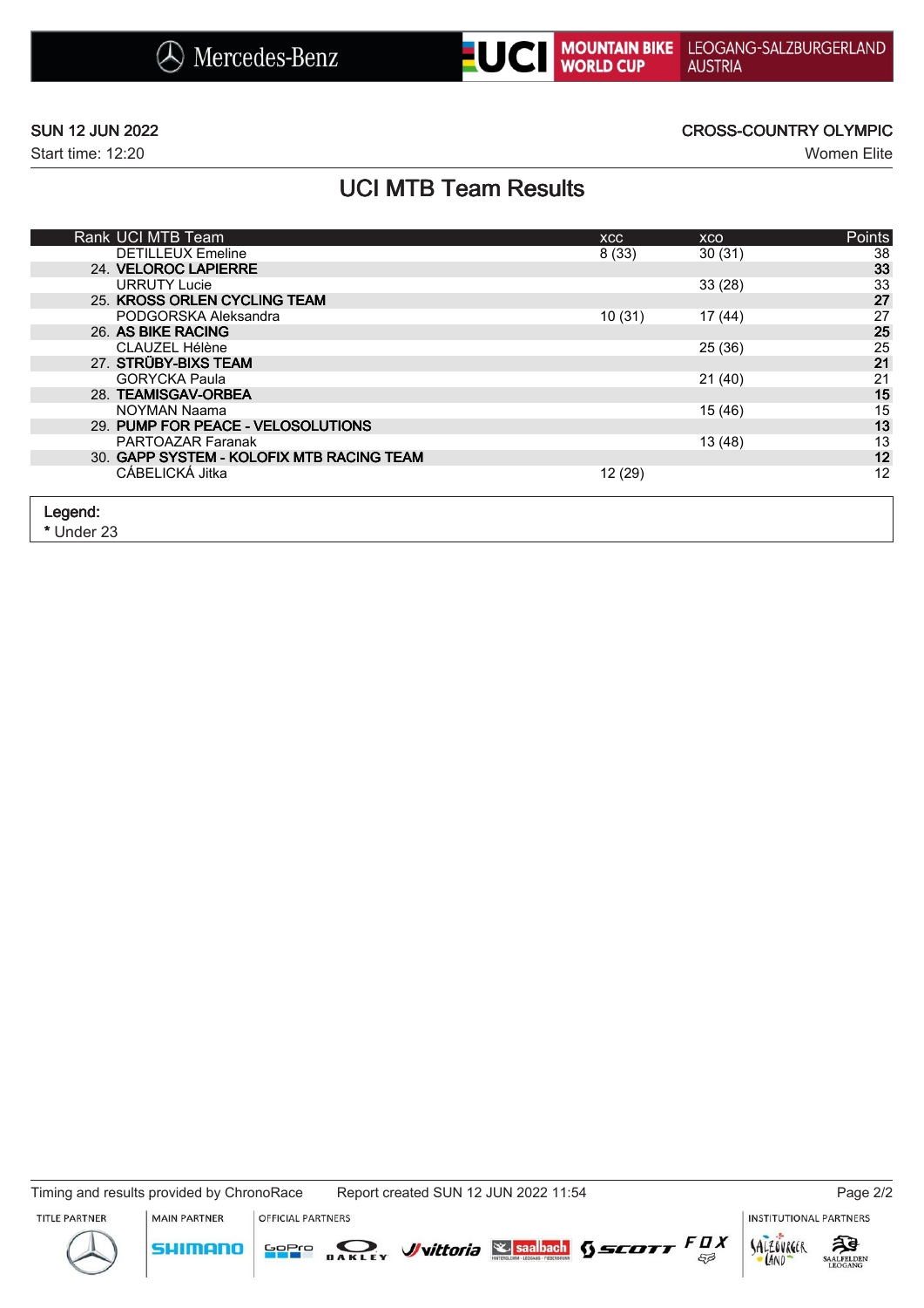SUN 12 JUN 2022

Start time: 12:20

CROSS-COUNTRY OLYMPIC

Women Elite

## UCI MTB Team Results

| Rank | UCI MTB Team | XCC | XCO | Points |
|---|---|---|---|---|
| | DETILLEUX Emeline | 8 (33) | 30 (31) | 38 |
| 24. | **VELOROC LAPIERRE** | | | **33** |
| | URRUTY Lucie | | 33 (28) | 33 |
| 25. | **KROSS ORLEN CYCLING TEAM** | | | **27** |
| | PODGORSKA Aleksandra | 10 (31) | 17 (44) | 27 |
| 26. | **AS BIKE RACING** | | | **25** |
| | CLAUZEL Hélène | | 25 (36) | 25 |
| 27. | **STRÜBY-BIXS TEAM** | | | **21** |
| | GORYCKA Paula | | 21 (40) | 21 |
| 28. | **TEAMISGAV-ORBEA** | | | **15** |
| | NOYMAN Naama | | 15 (46) | 15 |
| 29. | **PUMP FOR PEACE - VELOSOLUTIONS** | | | **13** |
| | PARTOAZAR Faranak | | 13 (48) | 13 |
| 30. | **GAPP SYSTEM - KOLOFIX MTB RACING TEAM** | | | **12** |
| | CÁBELICKÁ Jitka | 12 (29) | | 12 |

Legend:
* Under 23

Timing and results provided by ChronoRace    Report created SUN 12 JUN 2022 11:54